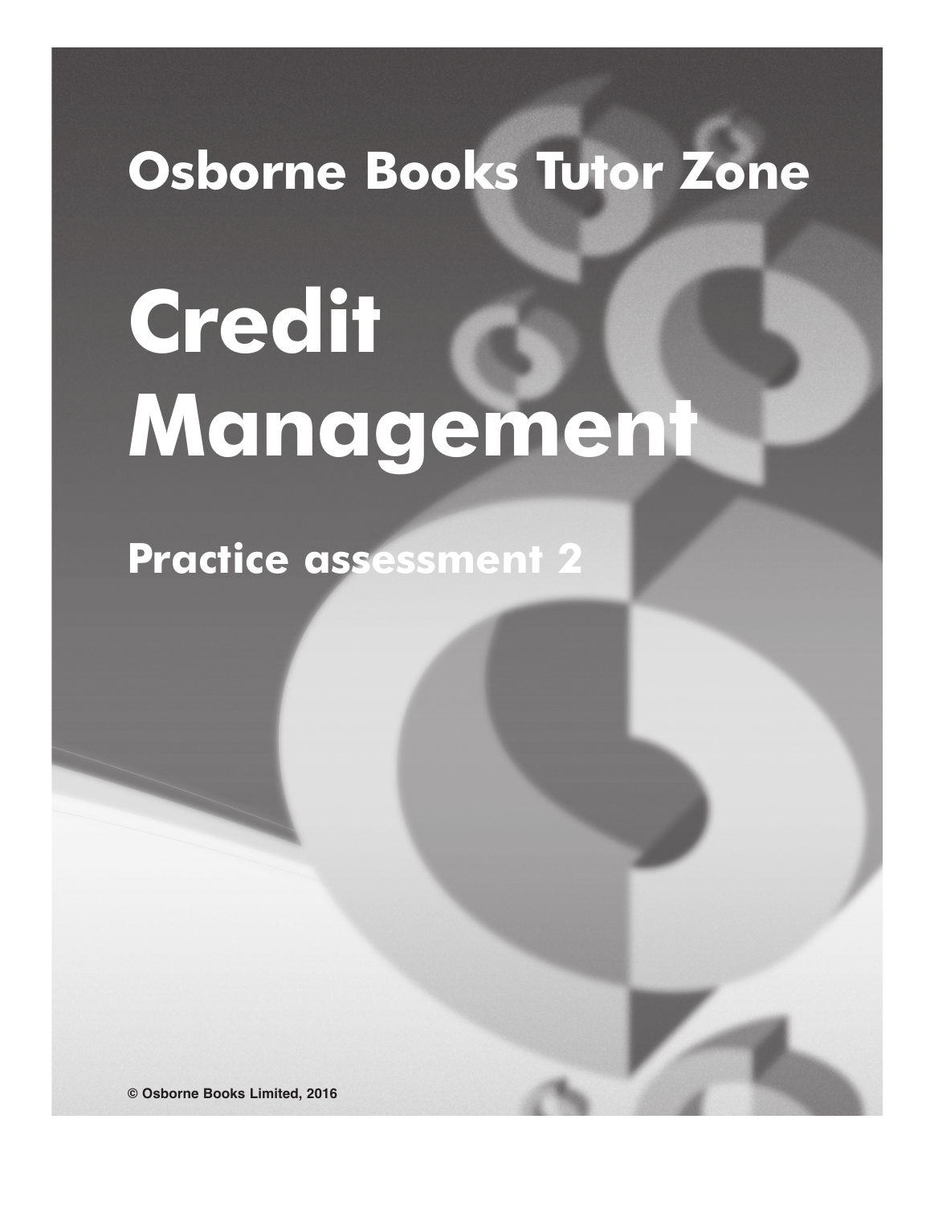# Osborne Books Tutor Zone

# Credit Management

## Practice assessment 2

© Osborne Books Limited, 2016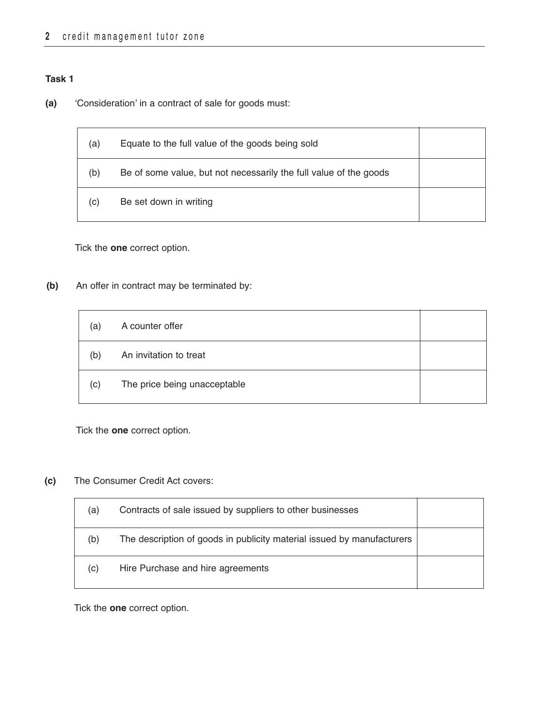**Task 1**

**(a)** 'Consideration' in a contract of sale for goods must:

| | | |
|---|---|---|
| (a) | Equate to the full value of the goods being sold | |
| (b) | Be of some value, but not necessarily the full value of the goods | |
| (c) | Be set down in writing | |

Tick the **one** correct option.

**(b)** An offer in contract may be terminated by:

| | | |
|---|---|---|
| (a) | A counter offer | |
| (b) | An invitation to treat | |
| (c) | The price being unacceptable | |

Tick the **one** correct option.

**(c)** The Consumer Credit Act covers:

| | | |
|---|---|---|
| (a) | Contracts of sale issued by suppliers to other businesses | |
| (b) | The description of goods in publicity material issued by manufacturers | |
| (c) | Hire Purchase and hire agreements | |

Tick the **one** correct option.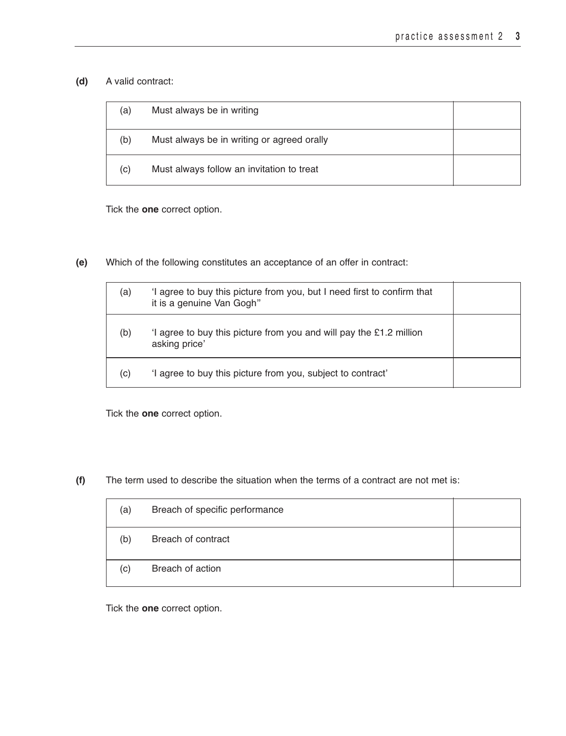**(d)** A valid contract:

| | | |
|---|---|---|
| (a) | Must always be in writing | |
| (b) | Must always be in writing or agreed orally | |
| (c) | Must always follow an invitation to treat | |

Tick the **one** correct option.

**(e)** Which of the following constitutes an acceptance of an offer in contract:

| | | |
|---|---|---|
| (a) | 'I agree to buy this picture from you, but I need first to confirm that it is a genuine Van Gogh'' | |
| (b) | 'I agree to buy this picture from you and will pay the £1.2 million asking price' | |
| (c) | 'I agree to buy this picture from you, subject to contract' | |

Tick the **one** correct option.

**(f)** The term used to describe the situation when the terms of a contract are not met is:

| | | |
|---|---|---|
| (a) | Breach of specific performance | |
| (b) | Breach of contract | |
| (c) | Breach of action | |

Tick the **one** correct option.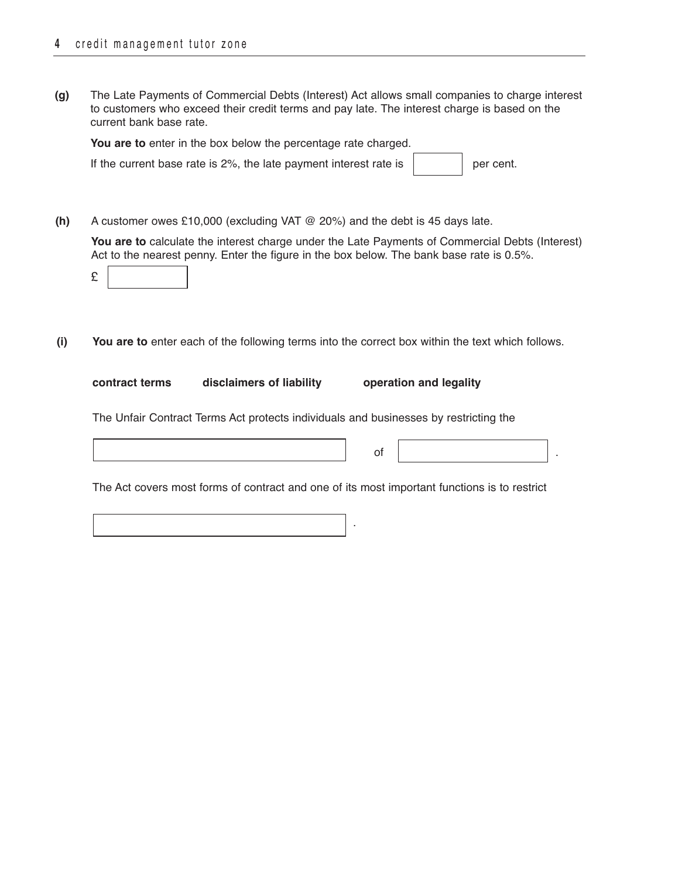**(g)** The Late Payments of Commercial Debts (Interest) Act allows small companies to charge interest to customers who exceed their credit terms and pay late. The interest charge is based on the current bank base rate.

**You are to** enter in the box below the percentage rate charged.

If the current base rate is 2%, the late payment interest rate is [ ] per cent.

**(h)** A customer owes £10,000 (excluding VAT @ 20%) and the debt is 45 days late.

**You are to** calculate the interest charge under the Late Payments of Commercial Debts (Interest) Act to the nearest penny. Enter the figure in the box below. The bank base rate is 0.5%.

£ [ ]

**(i)** **You are to** enter each of the following terms into the correct box within the text which follows.

**contract terms** **disclaimers of liability** **operation and legality**

The Unfair Contract Terms Act protects individuals and businesses by restricting the

[ ] of [ ].

The Act covers most forms of contract and one of its most important functions is to restrict

[ ].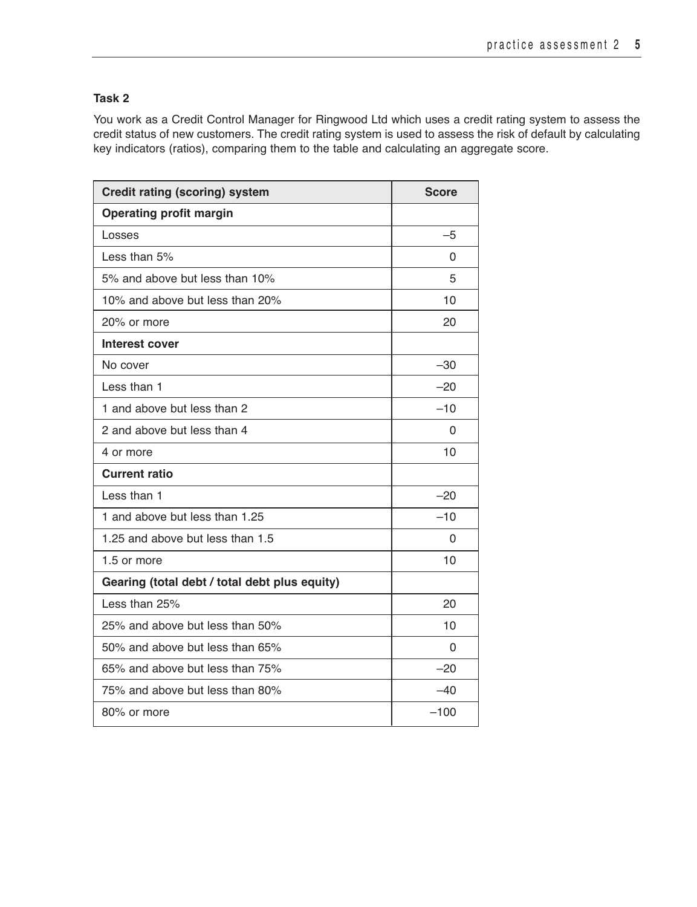### Task 2

You work as a Credit Control Manager for Ringwood Ltd which uses a credit rating system to assess the credit status of new customers. The credit rating system is used to assess the risk of default by calculating key indicators (ratios), comparing them to the table and calculating an aggregate score.

| Credit rating (scoring) system | Score |
|---|---|
| **Operating profit margin** | |
| Losses | –5 |
| Less than 5% | 0 |
| 5% and above but less than 10% | 5 |
| 10% and above but less than 20% | 10 |
| 20% or more | 20 |
| **Interest cover** | |
| No cover | –30 |
| Less than 1 | –20 |
| 1 and above but less than 2 | –10 |
| 2 and above but less than 4 | 0 |
| 4 or more | 10 |
| **Current ratio** | |
| Less than 1 | –20 |
| 1 and above but less than 1.25 | –10 |
| 1.25 and above but less than 1.5 | 0 |
| 1.5 or more | 10 |
| **Gearing (total debt / total debt plus equity)** | |
| Less than 25% | 20 |
| 25% and above but less than 50% | 10 |
| 50% and above but less than 65% | 0 |
| 65% and above but less than 75% | –20 |
| 75% and above but less than 80% | –40 |
| 80% or more | –100 |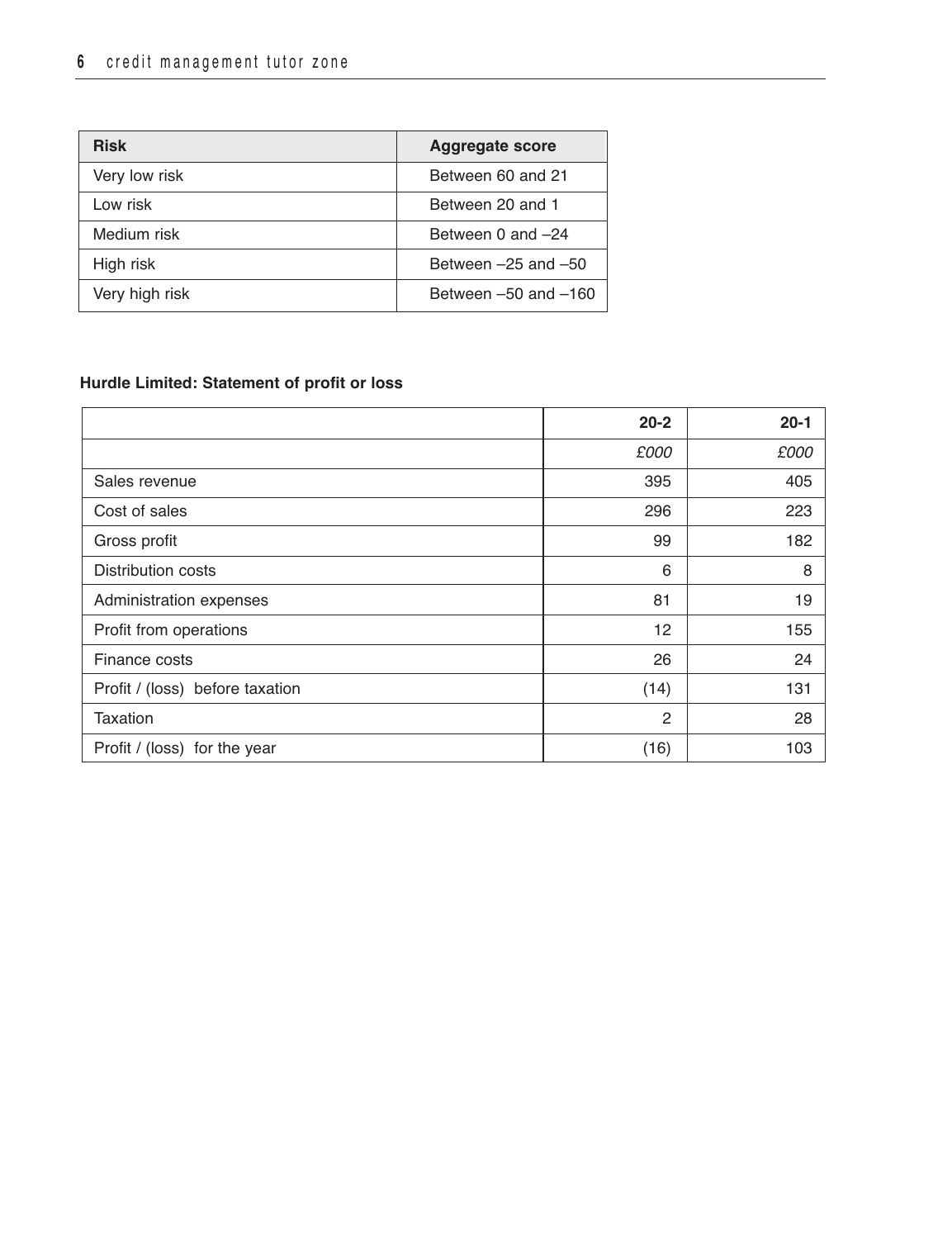| Risk | Aggregate score |
|---|---|
| Very low risk | Between 60 and 21 |
| Low risk | Between 20 and 1 |
| Medium risk | Between 0 and –24 |
| High risk | Between –25 and –50 |
| Very high risk | Between –50 and –160 |

**Hurdle Limited: Statement of profit or loss**

| | 20-2 | 20-1 |
|---|---|---|
| | *£000* | *£000* |
| Sales revenue | 395 | 405 |
| Cost of sales | 296 | 223 |
| Gross profit | 99 | 182 |
| Distribution costs | 6 | 8 |
| Administration expenses | 81 | 19 |
| Profit from operations | 12 | 155 |
| Finance costs | 26 | 24 |
| Profit / (loss) before taxation | (14) | 131 |
| Taxation | 2 | 28 |
| Profit / (loss) for the year | (16) | 103 |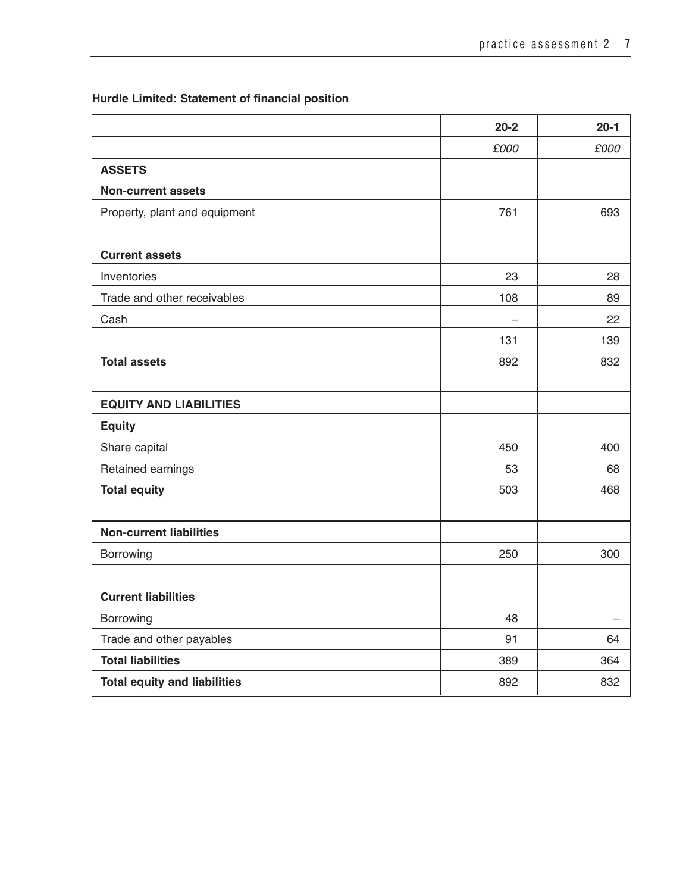**Hurdle Limited: Statement of financial position**

| | 20-2 | 20-1 |
|---|---:|---:|
| | *£000* | *£000* |
| **ASSETS** | | |
| **Non-current assets** | | |
| Property, plant and equipment | 761 | 693 |
| | | |
| **Current assets** | | |
| Inventories | 23 | 28 |
| Trade and other receivables | 108 | 89 |
| Cash | – | 22 |
| | 131 | 139 |
| **Total assets** | 892 | 832 |
| | | |
| **EQUITY AND LIABILITIES** | | |
| **Equity** | | |
| Share capital | 450 | 400 |
| Retained earnings | 53 | 68 |
| **Total equity** | 503 | 468 |
| | | |
| **Non-current liabilities** | | |
| Borrowing | 250 | 300 |
| | | |
| **Current liabilities** | | |
| Borrowing | 48 | – |
| Trade and other payables | 91 | 64 |
| **Total liabilities** | 389 | 364 |
| **Total equity and liabilities** | 892 | 832 |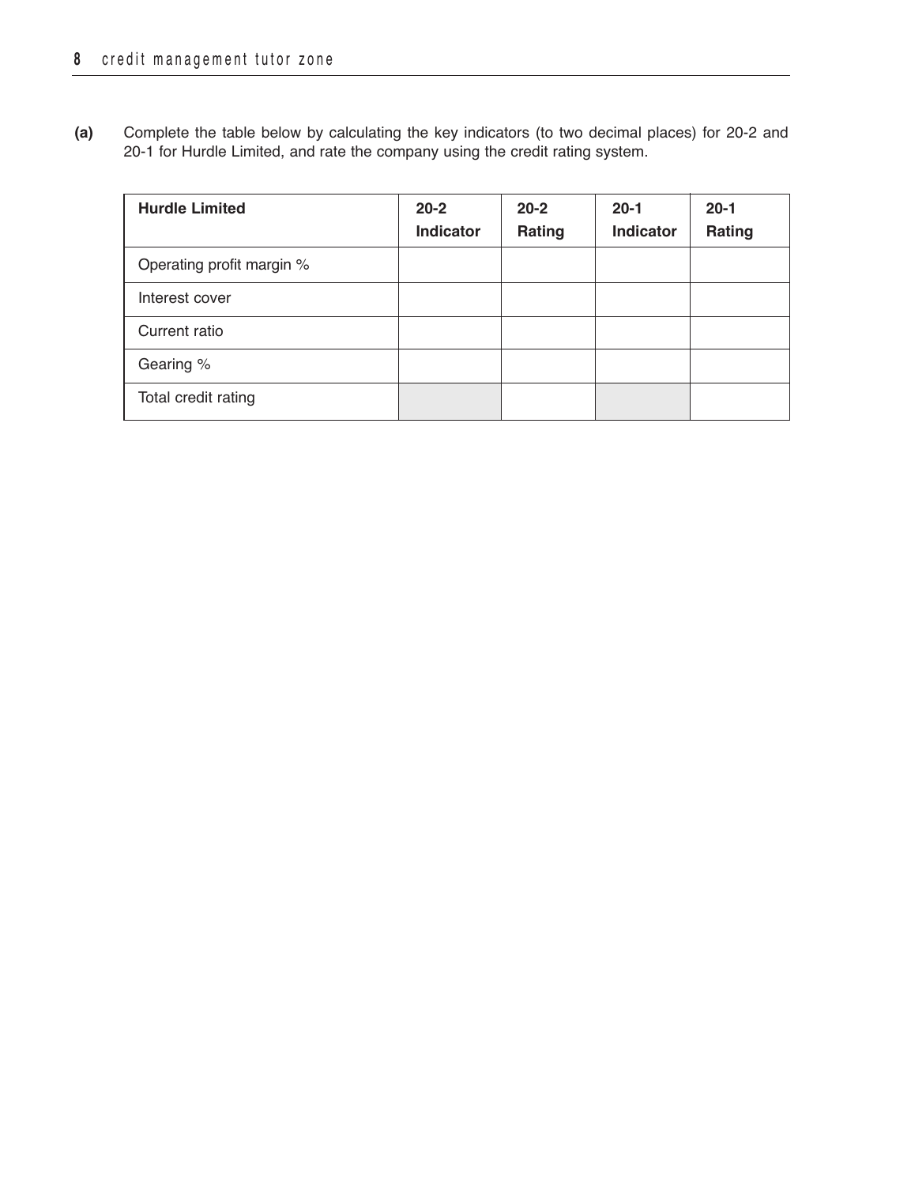**(a)** Complete the table below by calculating the key indicators (to two decimal places) for 20-2 and 20-1 for Hurdle Limited, and rate the company using the credit rating system.

| **Hurdle Limited** | **20-2 Indicator** | **20-2 Rating** | **20-1 Indicator** | **20-1 Rating** |
|---|---|---|---|---|
| Operating profit margin % | | | | |
| Interest cover | | | | |
| Current ratio | | | | |
| Gearing % | | | | |
| Total credit rating | | | | |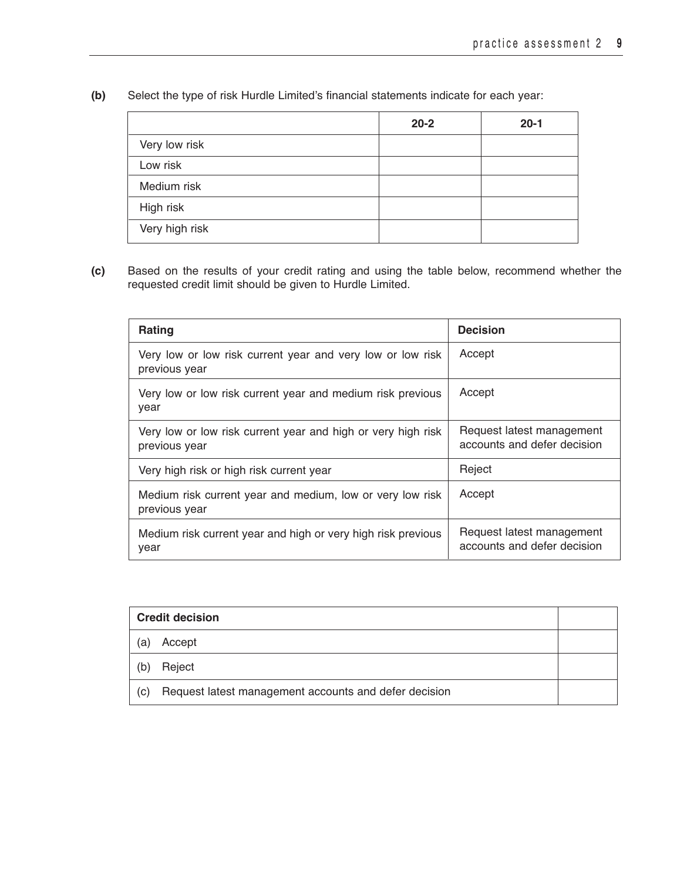**(b)** Select the type of risk Hurdle Limited's financial statements indicate for each year:

| | 20-2 | 20-1 |
|---|---|---|
| Very low risk | | |
| Low risk | | |
| Medium risk | | |
| High risk | | |
| Very high risk | | |

**(c)** Based on the results of your credit rating and using the table below, recommend whether the requested credit limit should be given to Hurdle Limited.

| Rating | Decision |
|---|---|
| Very low or low risk current year and very low or low risk previous year | Accept |
| Very low or low risk current year and medium risk previous year | Accept |
| Very low or low risk current year and high or very high risk previous year | Request latest management accounts and defer decision |
| Very high risk or high risk current year | Reject |
| Medium risk current year and medium, low or very low risk previous year | Accept |
| Medium risk current year and high or very high risk previous year | Request latest management accounts and defer decision |

| Credit decision | |
|---|---|
| (a) Accept | |
| (b) Reject | |
| (c) Request latest management accounts and defer decision | |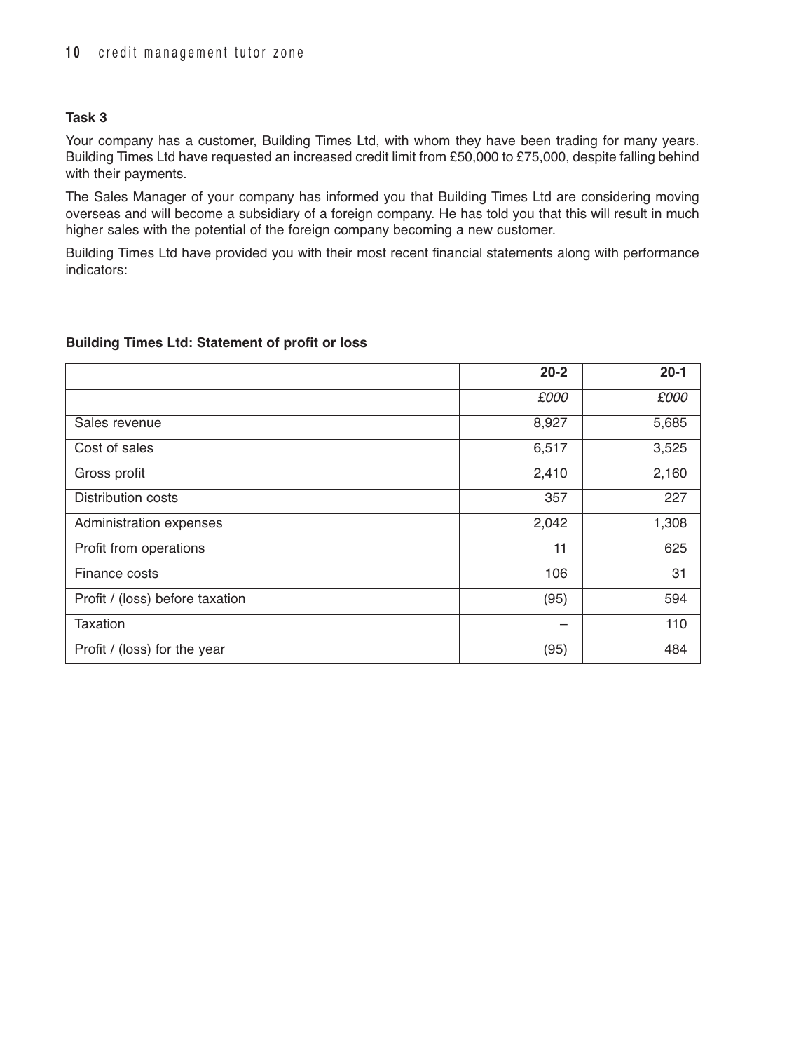### Task 3

Your company has a customer, Building Times Ltd, with whom they have been trading for many years. Building Times Ltd have requested an increased credit limit from £50,000 to £75,000, despite falling behind with their payments.

The Sales Manager of your company has informed you that Building Times Ltd are considering moving overseas and will become a subsidiary of a foreign company. He has told you that this will result in much higher sales with the potential of the foreign company becoming a new customer.

Building Times Ltd have provided you with their most recent financial statements along with performance indicators:

**Building Times Ltd: Statement of profit or loss**

| | 20-2 | 20-1 |
|---|---|---|
| | *£000* | *£000* |
| Sales revenue | 8,927 | 5,685 |
| Cost of sales | 6,517 | 3,525 |
| Gross profit | 2,410 | 2,160 |
| Distribution costs | 357 | 227 |
| Administration expenses | 2,042 | 1,308 |
| Profit from operations | 11 | 625 |
| Finance costs | 106 | 31 |
| Profit / (loss) before taxation | (95) | 594 |
| Taxation | – | 110 |
| Profit / (loss) for the year | (95) | 484 |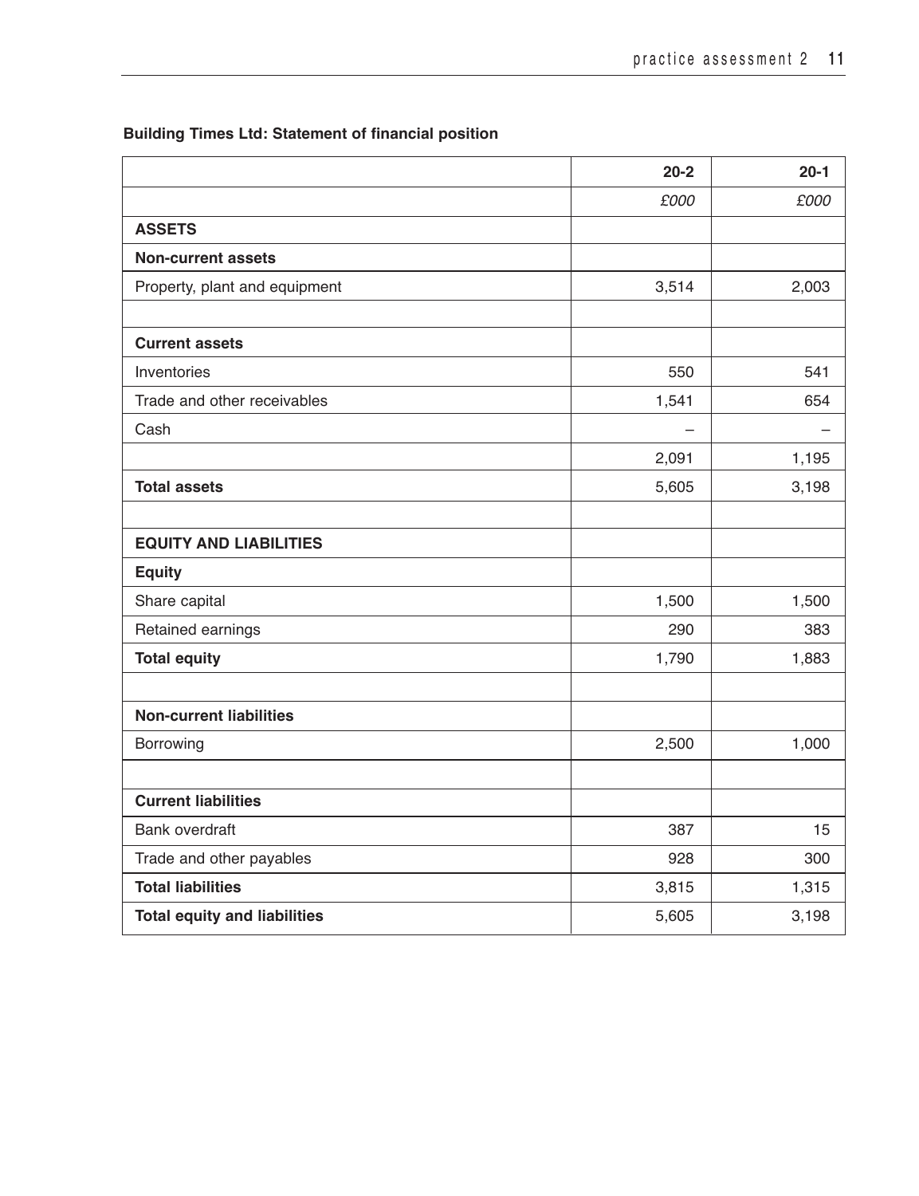**Building Times Ltd: Statement of financial position**

| | 20-2 | 20-1 |
|---|---|---|
| | *£000* | *£000* |
| **ASSETS** | | |
| **Non-current assets** | | |
| Property, plant and equipment | 3,514 | 2,003 |
| | | |
| **Current assets** | | |
| Inventories | 550 | 541 |
| Trade and other receivables | 1,541 | 654 |
| Cash | – | – |
| | 2,091 | 1,195 |
| **Total assets** | 5,605 | 3,198 |
| | | |
| **EQUITY AND LIABILITIES** | | |
| **Equity** | | |
| Share capital | 1,500 | 1,500 |
| Retained earnings | 290 | 383 |
| **Total equity** | 1,790 | 1,883 |
| | | |
| **Non-current liabilities** | | |
| Borrowing | 2,500 | 1,000 |
| | | |
| **Current liabilities** | | |
| Bank overdraft | 387 | 15 |
| Trade and other payables | 928 | 300 |
| **Total liabilities** | 3,815 | 1,315 |
| **Total equity and liabilities** | 5,605 | 3,198 |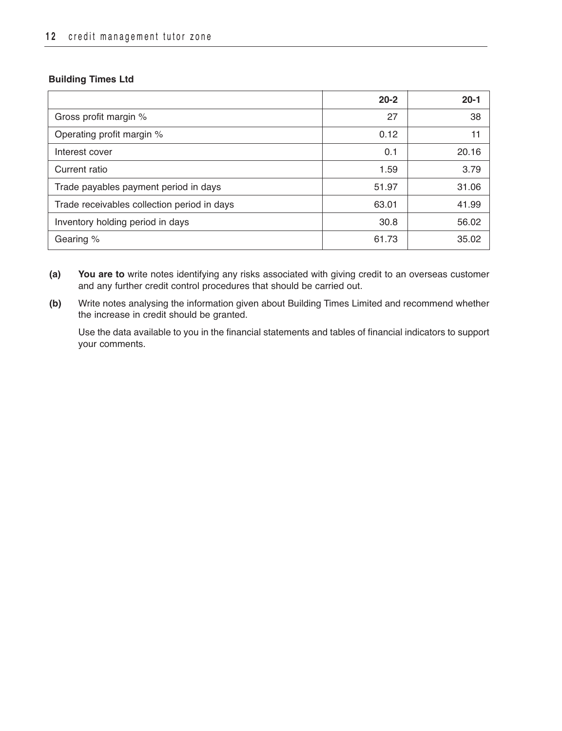**Building Times Ltd**

| | 20-2 | 20-1 |
|---|---|---|
| Gross profit margin % | 27 | 38 |
| Operating profit margin % | 0.12 | 11 |
| Interest cover | 0.1 | 20.16 |
| Current ratio | 1.59 | 3.79 |
| Trade payables payment period in days | 51.97 | 31.06 |
| Trade receivables collection period in days | 63.01 | 41.99 |
| Inventory holding period in days | 30.8 | 56.02 |
| Gearing % | 61.73 | 35.02 |

**(a)** **You are to** write notes identifying any risks associated with giving credit to an overseas customer and any further credit control procedures that should be carried out.

**(b)** Write notes analysing the information given about Building Times Limited and recommend whether the increase in credit should be granted.

Use the data available to you in the financial statements and tables of financial indicators to support your comments.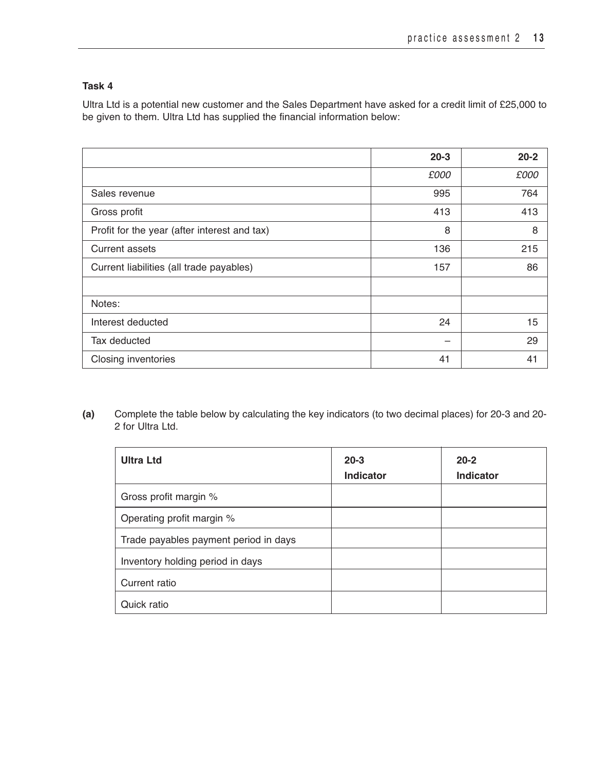### Task 4

Ultra Ltd is a potential new customer and the Sales Department have asked for a credit limit of £25,000 to be given to them. Ultra Ltd has supplied the financial information below:

| | 20-3 | 20-2 |
|---|---|---|
| | *£000* | *£000* |
| Sales revenue | 995 | 764 |
| Gross profit | 413 | 413 |
| Profit for the year (after interest and tax) | 8 | 8 |
| Current assets | 136 | 215 |
| Current liabilities (all trade payables) | 157 | 86 |
| | | |
| Notes: | | |
| Interest deducted | 24 | 15 |
| Tax deducted | – | 29 |
| Closing inventories | 41 | 41 |

**(a)** Complete the table below by calculating the key indicators (to two decimal places) for 20-3 and 20-2 for Ultra Ltd.

| **Ultra Ltd** | **20-3 Indicator** | **20-2 Indicator** |
|---|---|---|
| Gross profit margin % | | |
| Operating profit margin % | | |
| Trade payables payment period in days | | |
| Inventory holding period in days | | |
| Current ratio | | |
| Quick ratio | | |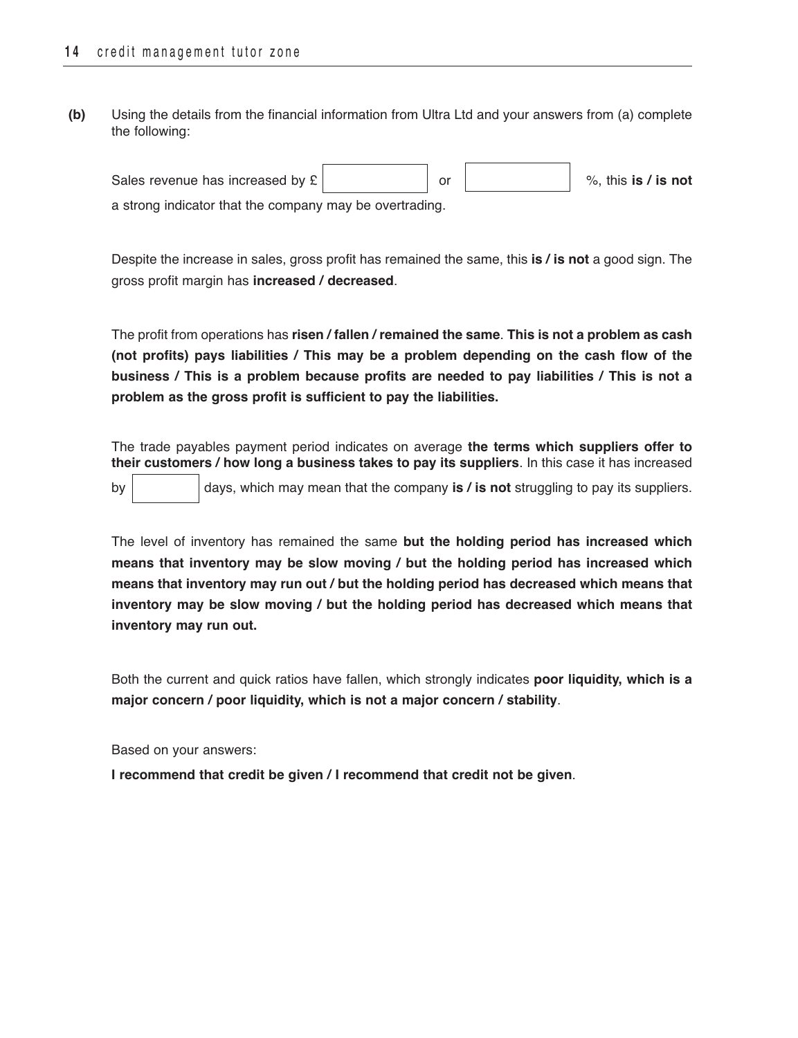**(b)** Using the details from the financial information from Ultra Ltd and your answers from (a) complete the following:

Sales revenue has increased by £ [ ] or [ ] %, this **is / is not** a strong indicator that the company may be overtrading.

Despite the increase in sales, gross profit has remained the same, this **is / is not** a good sign. The gross profit margin has **increased / decreased**.

The profit from operations has **risen / fallen / remained the same**. **This is not a problem as cash (not profits) pays liabilities / This may be a problem depending on the cash flow of the business / This is a problem because profits are needed to pay liabilities / This is not a problem as the gross profit is sufficient to pay the liabilities.**

The trade payables payment period indicates on average **the terms which suppliers offer to their customers / how long a business takes to pay its suppliers**. In this case it has increased by [ ] days, which may mean that the company **is / is not** struggling to pay its suppliers.

The level of inventory has remained the same **but the holding period has increased which means that inventory may be slow moving / but the holding period has increased which means that inventory may run out / but the holding period has decreased which means that inventory may be slow moving / but the holding period has decreased which means that inventory may run out.**

Both the current and quick ratios have fallen, which strongly indicates **poor liquidity, which is a major concern / poor liquidity, which is not a major concern / stability**.

Based on your answers:

**I recommend that credit be given / I recommend that credit not be given**.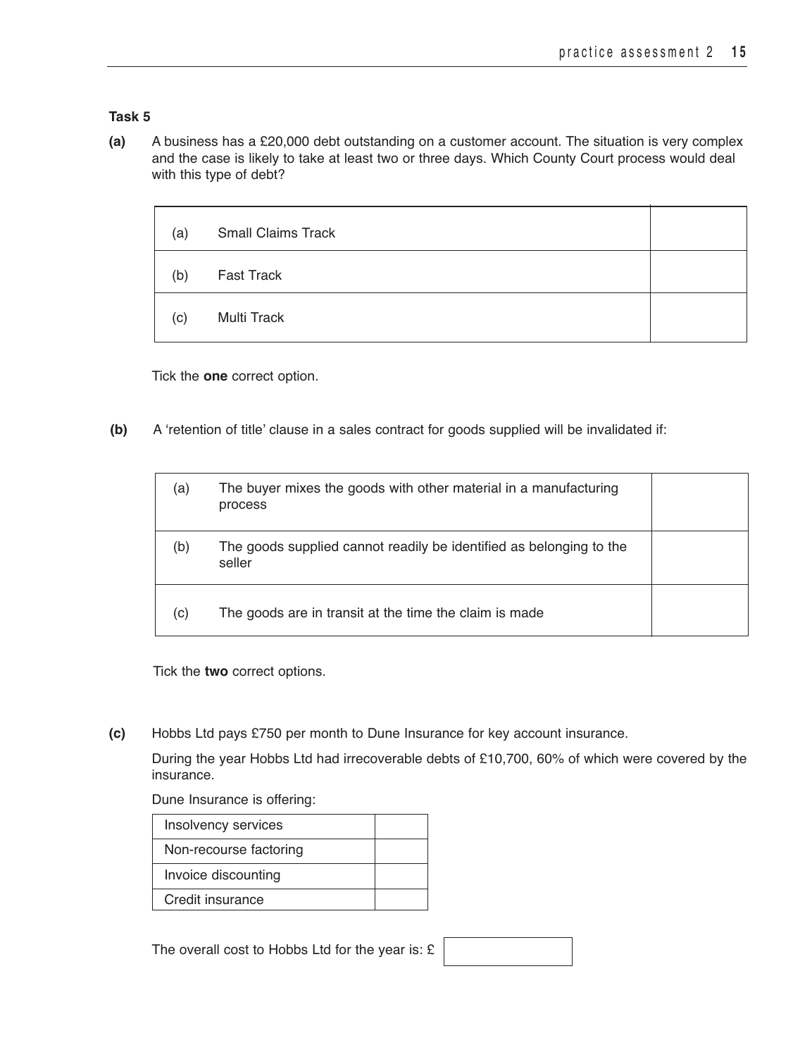### Task 5

**(a)** A business has a £20,000 debt outstanding on a customer account. The situation is very complex and the case is likely to take at least two or three days. Which County Court process would deal with this type of debt?

| | |
|---|---|
| (a) Small Claims Track | |
| (b) Fast Track | |
| (c) Multi Track | |

Tick the **one** correct option.

**(b)** A 'retention of title' clause in a sales contract for goods supplied will be invalidated if:

| | |
|---|---|
| (a) The buyer mixes the goods with other material in a manufacturing process | |
| (b) The goods supplied cannot readily be identified as belonging to the seller | |
| (c) The goods are in transit at the time the claim is made | |

Tick the **two** correct options.

**(c)** Hobbs Ltd pays £750 per month to Dune Insurance for key account insurance.

During the year Hobbs Ltd had irrecoverable debts of £10,700, 60% of which were covered by the insurance.

Dune Insurance is offering:

| | |
|---|---|
| Insolvency services | |
| Non-recourse factoring | |
| Invoice discounting | |
| Credit insurance | |

The overall cost to Hobbs Ltd for the year is: £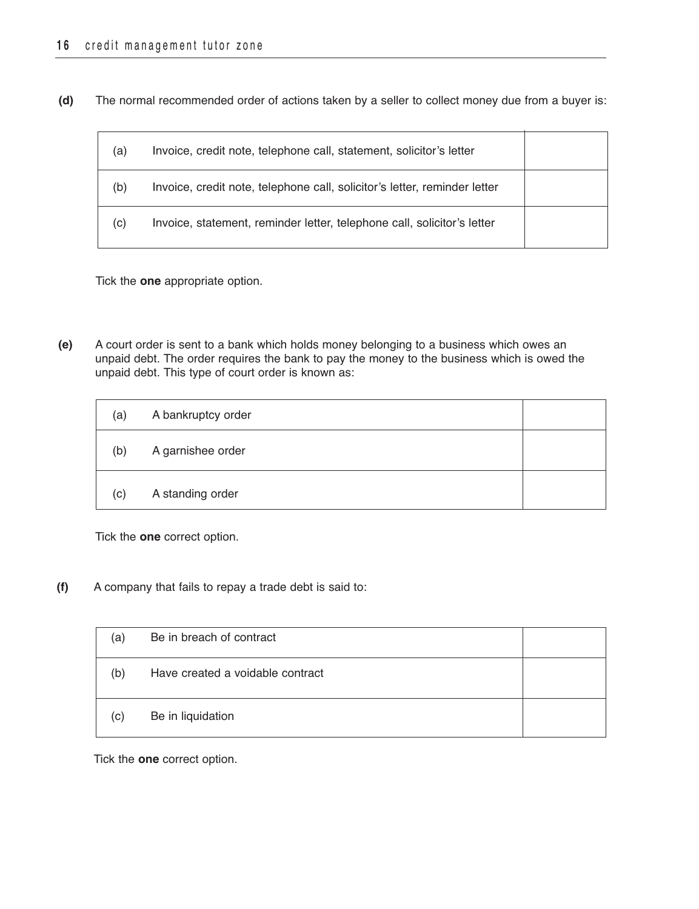**(d)** The normal recommended order of actions taken by a seller to collect money due from a buyer is:

| | | |
|---|---|---|
| (a) | Invoice, credit note, telephone call, statement, solicitor's letter | |
| (b) | Invoice, credit note, telephone call, solicitor's letter, reminder letter | |
| (c) | Invoice, statement, reminder letter, telephone call, solicitor's letter | |

Tick the **one** appropriate option.

**(e)** A court order is sent to a bank which holds money belonging to a business which owes an unpaid debt. The order requires the bank to pay the money to the business which is owed the unpaid debt. This type of court order is known as:

| | | |
|---|---|---|
| (a) | A bankruptcy order | |
| (b) | A garnishee order | |
| (c) | A standing order | |

Tick the **one** correct option.

**(f)** A company that fails to repay a trade debt is said to:

| | | |
|---|---|---|
| (a) | Be in breach of contract | |
| (b) | Have created a voidable contract | |
| (c) | Be in liquidation | |

Tick the **one** correct option.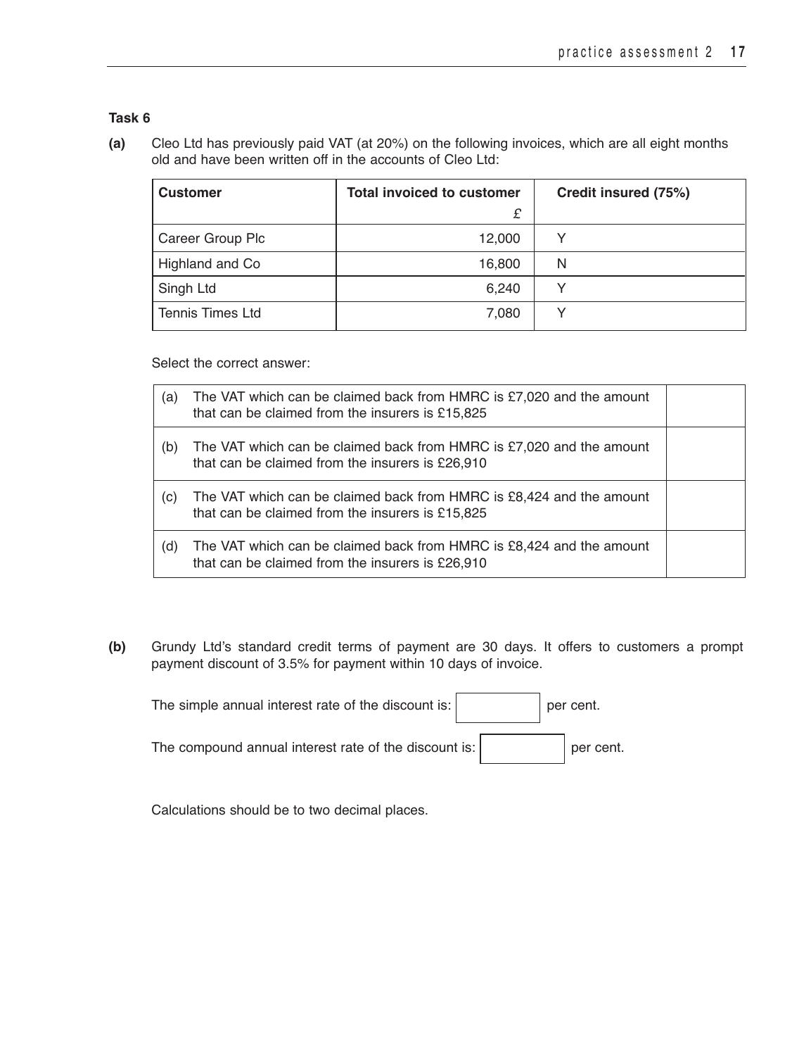## Task 6

**(a)** Cleo Ltd has previously paid VAT (at 20%) on the following invoices, which are all eight months old and have been written off in the accounts of Cleo Ltd:

| Customer | Total invoiced to customer £ | Credit insured (75%) |
|---|---|---|
| Career Group Plc | 12,000 | Y |
| Highland and Co | 16,800 | N |
| Singh Ltd | 6,240 | Y |
| Tennis Times Ltd | 7,080 | Y |

Select the correct answer:

| | | |
|---|---|---|
| (a) | The VAT which can be claimed back from HMRC is £7,020 and the amount that can be claimed from the insurers is £15,825 | |
| (b) | The VAT which can be claimed back from HMRC is £7,020 and the amount that can be claimed from the insurers is £26,910 | |
| (c) | The VAT which can be claimed back from HMRC is £8,424 and the amount that can be claimed from the insurers is £15,825 | |
| (d) | The VAT which can be claimed back from HMRC is £8,424 and the amount that can be claimed from the insurers is £26,910 | |

**(b)** Grundy Ltd's standard credit terms of payment are 30 days. It offers to customers a prompt payment discount of 3.5% for payment within 10 days of invoice.

The simple annual interest rate of the discount is: [ ] per cent.

The compound annual interest rate of the discount is: [ ] per cent.

Calculations should be to two decimal places.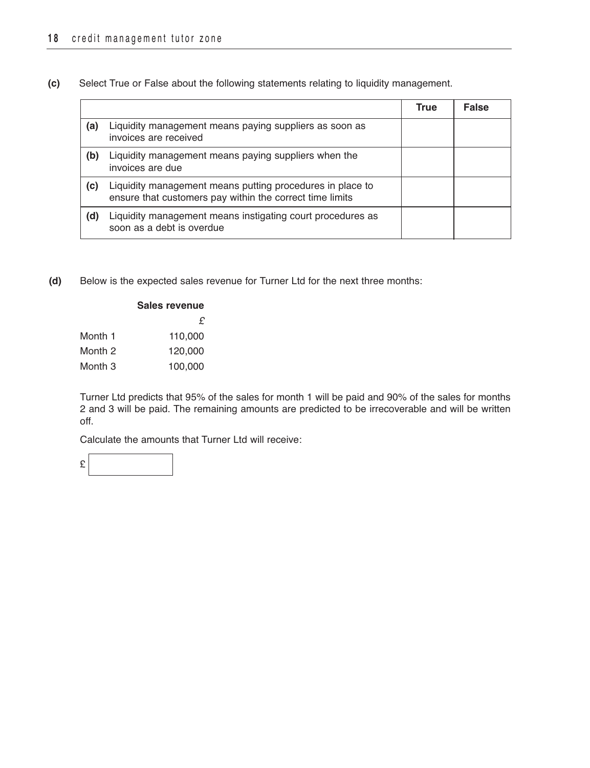**(c)** Select True or False about the following statements relating to liquidity management.

| | True | False |
|---|---|---|
| **(a)** Liquidity management means paying suppliers as soon as invoices are received | | |
| **(b)** Liquidity management means paying suppliers when the invoices are due | | |
| **(c)** Liquidity management means putting procedures in place to ensure that customers pay within the correct time limits | | |
| **(d)** Liquidity management means instigating court procedures as soon as a debt is overdue | | |

**(d)** Below is the expected sales revenue for Turner Ltd for the next three months:

| | Sales revenue |
|---|---|
| | £ |
| Month 1 | 110,000 |
| Month 2 | 120,000 |
| Month 3 | 100,000 |

Turner Ltd predicts that 95% of the sales for month 1 will be paid and 90% of the sales for months 2 and 3 will be paid. The remaining amounts are predicted to be irrecoverable and will be written off.

Calculate the amounts that Turner Ltd will receive:

£ \_\_\_\_\_\_\_\_\_\_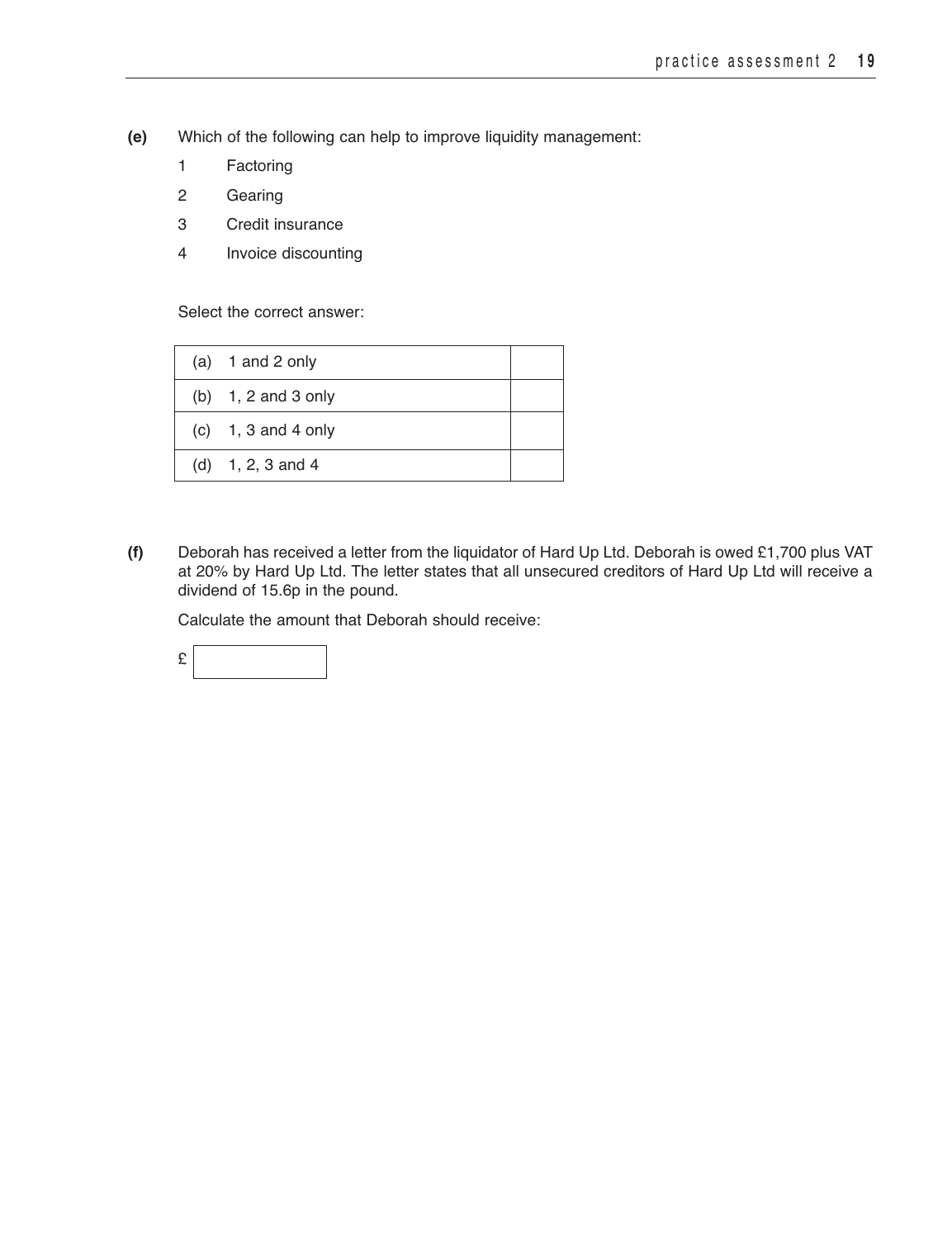**(e)** Which of the following can help to improve liquidity management:

1 Factoring

2 Gearing

3 Credit insurance

4 Invoice discounting

Select the correct answer:

| | |
|---|---|
| (a) 1 and 2 only | |
| (b) 1, 2 and 3 only | |
| (c) 1, 3 and 4 only | |
| (d) 1, 2, 3 and 4 | |

**(f)** Deborah has received a letter from the liquidator of Hard Up Ltd. Deborah is owed £1,700 plus VAT at 20% by Hard Up Ltd. The letter states that all unsecured creditors of Hard Up Ltd will receive a dividend of 15.6p in the pound.

Calculate the amount that Deborah should receive:

£ [ ]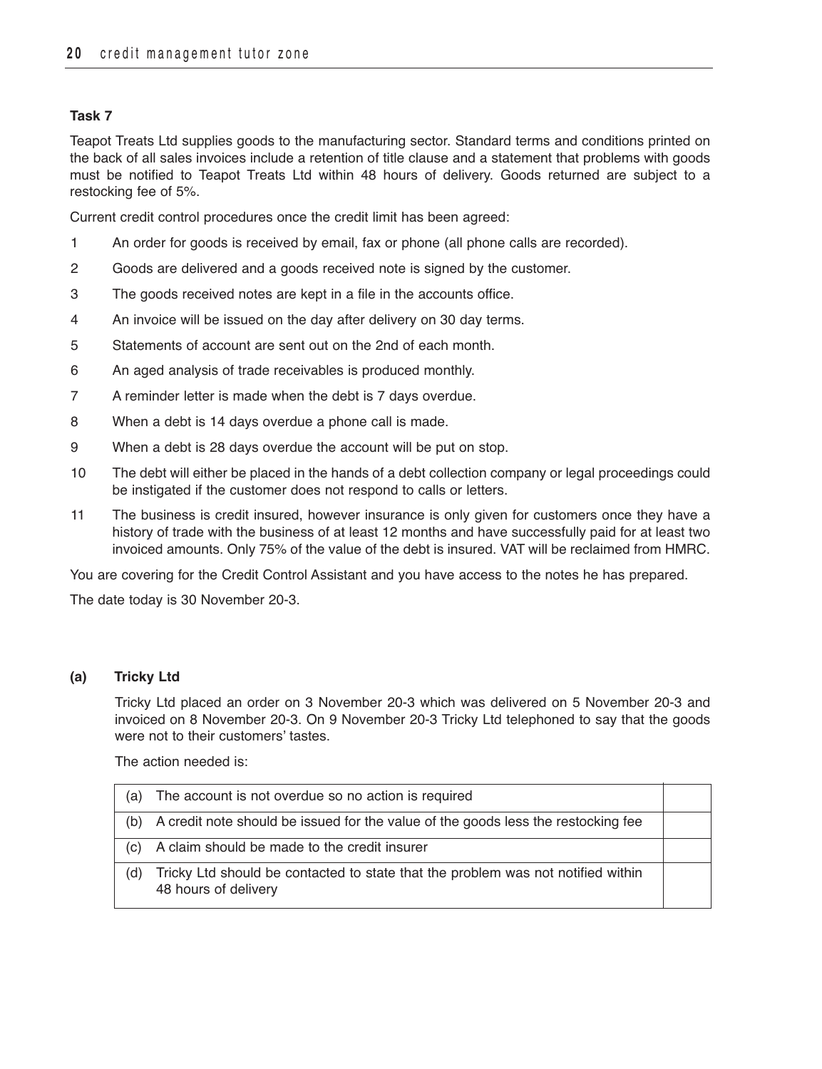### Task 7

Teapot Treats Ltd supplies goods to the manufacturing sector. Standard terms and conditions printed on the back of all sales invoices include a retention of title clause and a statement that problems with goods must be notified to Teapot Treats Ltd within 48 hours of delivery. Goods returned are subject to a restocking fee of 5%.

Current credit control procedures once the credit limit has been agreed:

1. An order for goods is received by email, fax or phone (all phone calls are recorded).
2. Goods are delivered and a goods received note is signed by the customer.
3. The goods received notes are kept in a file in the accounts office.
4. An invoice will be issued on the day after delivery on 30 day terms.
5. Statements of account are sent out on the 2nd of each month.
6. An aged analysis of trade receivables is produced monthly.
7. A reminder letter is made when the debt is 7 days overdue.
8. When a debt is 14 days overdue a phone call is made.
9. When a debt is 28 days overdue the account will be put on stop.
10. The debt will either be placed in the hands of a debt collection company or legal proceedings could be instigated if the customer does not respond to calls or letters.
11. The business is credit insured, however insurance is only given for customers once they have a history of trade with the business of at least 12 months and have successfully paid for at least two invoiced amounts. Only 75% of the value of the debt is insured. VAT will be reclaimed from HMRC.

You are covering for the Credit Control Assistant and you have access to the notes he has prepared.

The date today is 30 November 20-3.

**(a) Tricky Ltd**

Tricky Ltd placed an order on 3 November 20-3 which was delivered on 5 November 20-3 and invoiced on 8 November 20-3. On 9 November 20-3 Tricky Ltd telephoned to say that the goods were not to their customers' tastes.

The action needed is:

| | | |
|---|---|---|
| (a) | The account is not overdue so no action is required | |
| (b) | A credit note should be issued for the value of the goods less the restocking fee | |
| (c) | A claim should be made to the credit insurer | |
| (d) | Tricky Ltd should be contacted to state that the problem was not notified within 48 hours of delivery | |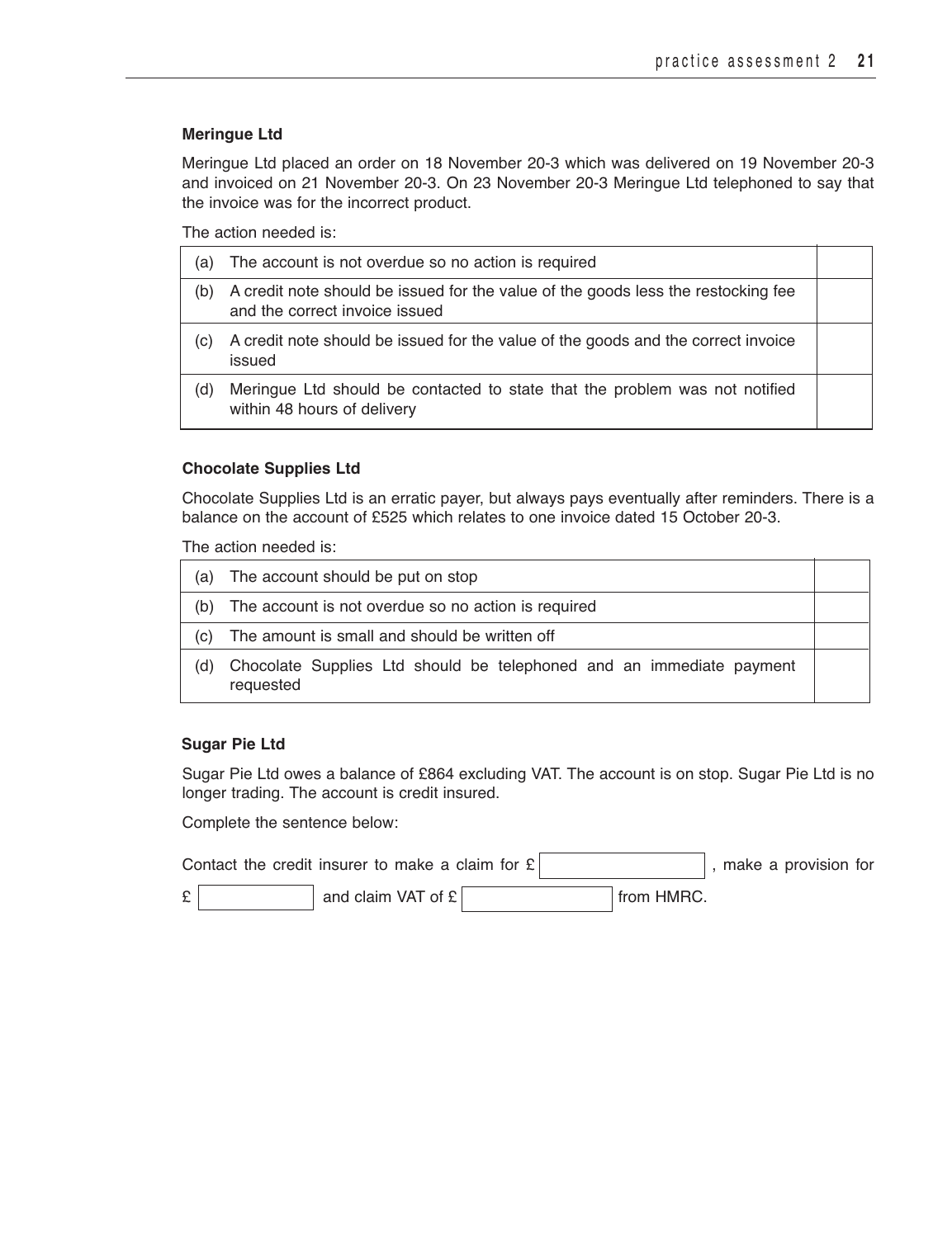**Meringue Ltd**

Meringue Ltd placed an order on 18 November 20-3 which was delivered on 19 November 20-3 and invoiced on 21 November 20-3. On 23 November 20-3 Meringue Ltd telephoned to say that the invoice was for the incorrect product.

The action needed is:

| | | |
|---|---|---|
| (a) | The account is not overdue so no action is required | |
| (b) | A credit note should be issued for the value of the goods less the restocking fee and the correct invoice issued | |
| (c) | A credit note should be issued for the value of the goods and the correct invoice issued | |
| (d) | Meringue Ltd should be contacted to state that the problem was not notified within 48 hours of delivery | |

**Chocolate Supplies Ltd**

Chocolate Supplies Ltd is an erratic payer, but always pays eventually after reminders. There is a balance on the account of £525 which relates to one invoice dated 15 October 20-3.

The action needed is:

| | | |
|---|---|---|
| (a) | The account should be put on stop | |
| (b) | The account is not overdue so no action is required | |
| (c) | The amount is small and should be written off | |
| (d) | Chocolate Supplies Ltd should be telephoned and an immediate payment requested | |

**Sugar Pie Ltd**

Sugar Pie Ltd owes a balance of £864 excluding VAT. The account is on stop. Sugar Pie Ltd is no longer trading. The account is credit insured.

Complete the sentence below:

Contact the credit insurer to make a claim for £ \_\_\_\_\_\_\_\_\_\_ , make a provision for £ \_\_\_\_\_\_\_\_\_\_ and claim VAT of £ \_\_\_\_\_\_\_\_\_\_ from HMRC.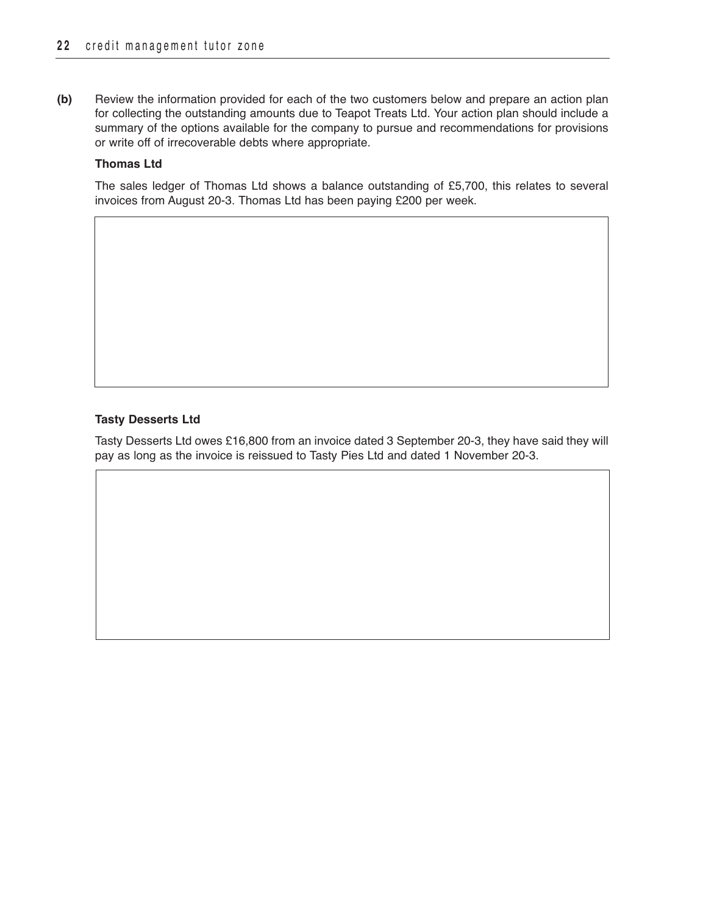**(b)** Review the information provided for each of the two customers below and prepare an action plan for collecting the outstanding amounts due to Teapot Treats Ltd. Your action plan should include a summary of the options available for the company to pursue and recommendations for provisions or write off of irrecoverable debts where appropriate.

**Thomas Ltd**

The sales ledger of Thomas Ltd shows a balance outstanding of £5,700, this relates to several invoices from August 20-3. Thomas Ltd has been paying £200 per week.

**Tasty Desserts Ltd**

Tasty Desserts Ltd owes £16,800 from an invoice dated 3 September 20-3, they have said they will pay as long as the invoice is reissued to Tasty Pies Ltd and dated 1 November 20-3.